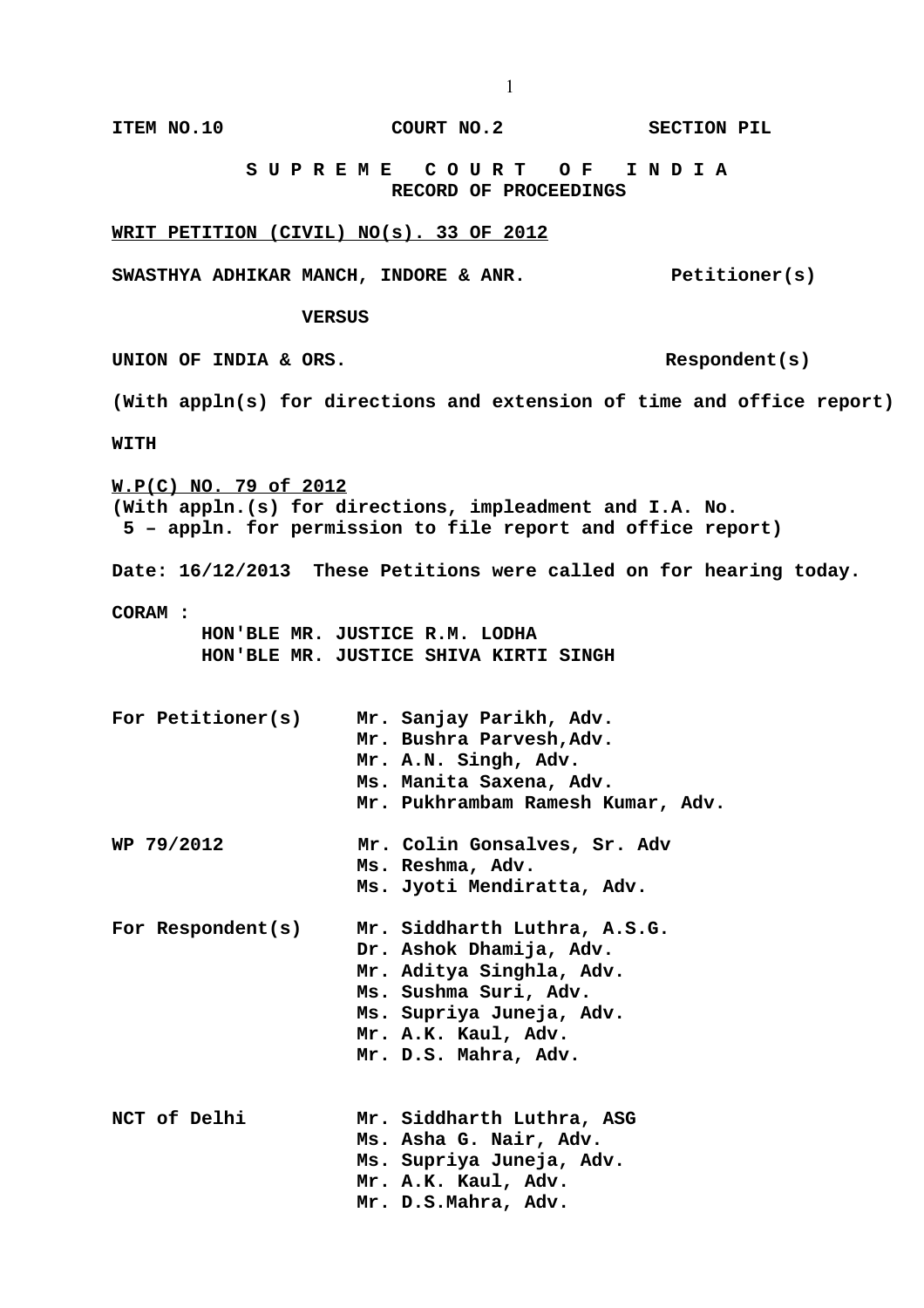**ITEM NO.10 COURT NO.2 SECTION PIL**

**S U P R E M E C O U R T O F I N D I A**
**RECORD OF PROCEEDINGS**

**WRIT PETITION (CIVIL) NO(s). 33 OF 2012**

**SWASTHYA ADHIKAR MANCH, INDORE & ANR. Petitioner(s)**

**VERSUS**

**UNION OF INDIA & ORS. Respondent(s)**

**(With appln(s) for directions and extension of time and office report)**

**WITH**

**W.P(C) NO. 79 of 2012**
**(With appln.(s) for directions, impleadment and I.A. No. 5 – appln. for permission to file report and office report)**

**Date: 16/12/2013 These Petitions were called on for hearing today.**

**CORAM :**
**HON'BLE MR. JUSTICE R.M. LODHA**
**HON'BLE MR. JUSTICE SHIVA KIRTI SINGH**

| | |
|---|---|
| **For Petitioner(s)** | **Mr. Sanjay Parikh, Adv.** <br> **Mr. Bushra Parvesh,Adv.** <br> **Mr. A.N. Singh, Adv.** <br> **Ms. Manita Saxena, Adv.** <br> **Mr. Pukhrambam Ramesh Kumar, Adv.** |
| **WP 79/2012** | **Mr. Colin Gonsalves, Sr. Adv** <br> **Ms. Reshma, Adv.** <br> **Ms. Jyoti Mendiratta, Adv.** |
| **For Respondent(s)** | **Mr. Siddharth Luthra, A.S.G.** <br> **Dr. Ashok Dhamija, Adv.** <br> **Mr. Aditya Singhla, Adv.** <br> **Ms. Sushma Suri, Adv.** <br> **Ms. Supriya Juneja, Adv.** <br> **Mr. A.K. Kaul, Adv.** <br> **Mr. D.S. Mahra, Adv.** |
| **NCT of Delhi** | **Mr. Siddharth Luthra, ASG** <br> **Ms. Asha G. Nair, Adv.** <br> **Ms. Supriya Juneja, Adv.** <br> **Mr. A.K. Kaul, Adv.** <br> **Mr. D.S.Mahra, Adv.** |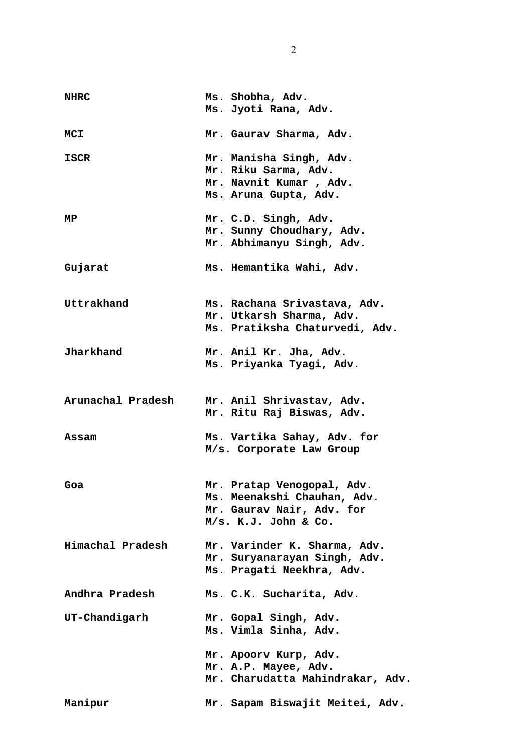| | |
|---|---|
| **NHRC** | **Ms. Shobha, Adv.**<br>**Ms. Jyoti Rana, Adv.** |
| **MCI** | **Mr. Gaurav Sharma, Adv.** |
| **ISCR** | **Mr. Manisha Singh, Adv.**<br>**Mr. Riku Sarma, Adv.**<br>**Mr. Navnit Kumar , Adv.**<br>**Ms. Aruna Gupta, Adv.** |
| **MP** | **Mr. C.D. Singh, Adv.**<br>**Mr. Sunny Choudhary, Adv.**<br>**Mr. Abhimanyu Singh, Adv.** |
| **Gujarat** | **Ms. Hemantika Wahi, Adv.** |
| **Uttrakhand** | **Ms. Rachana Srivastava, Adv.**<br>**Mr. Utkarsh Sharma, Adv.**<br>**Ms. Pratiksha Chaturvedi, Adv.** |
| **Jharkhand** | **Mr. Anil Kr. Jha, Adv.**<br>**Ms. Priyanka Tyagi, Adv.** |
| **Arunachal Pradesh** | **Mr. Anil Shrivastav, Adv.**<br>**Mr. Ritu Raj Biswas, Adv.** |
| **Assam** | **Ms. Vartika Sahay, Adv. for**<br>**M/s. Corporate Law Group** |
| **Goa** | **Mr. Pratap Venogopal, Adv.**<br>**Ms. Meenakshi Chauhan, Adv.**<br>**Mr. Gaurav Nair, Adv. for**<br>**M/s. K.J. John & Co.** |
| **Himachal Pradesh** | **Mr. Varinder K. Sharma, Adv.**<br>**Mr. Suryanarayan Singh, Adv.**<br>**Ms. Pragati Neekhra, Adv.** |
| **Andhra Pradesh** | **Ms. C.K. Sucharita, Adv.** |
| **UT-Chandigarh** | **Mr. Gopal Singh, Adv.**<br>**Ms. Vimla Sinha, Adv.** |
| | **Mr. Apoorv Kurp, Adv.**<br>**Mr. A.P. Mayee, Adv.**<br>**Mr. Charudatta Mahindrakar, Adv.** |
| **Manipur** | **Mr. Sapam Biswajit Meitei, Adv.** |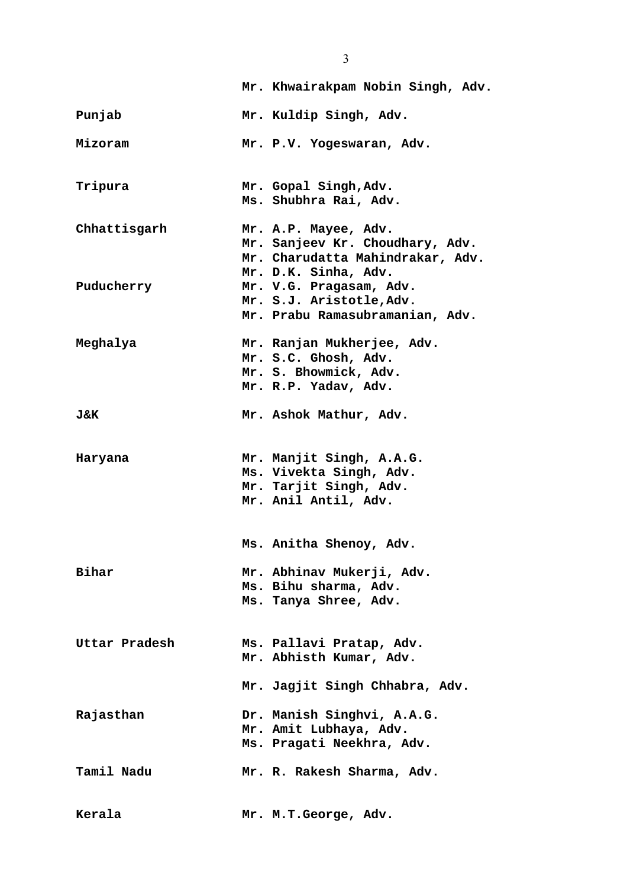| | |
|---|---|
| | **Mr. Khwairakpam Nobin Singh, Adv.** |
| **Punjab** | **Mr. Kuldip Singh, Adv.** |
| **Mizoram** | **Mr. P.V. Yogeswaran, Adv.** |
| **Tripura** | **Mr. Gopal Singh,Adv.**<br>**Ms. Shubhra Rai, Adv.** |
| **Chhattisgarh** | **Mr. A.P. Mayee, Adv.**<br>**Mr. Sanjeev Kr. Choudhary, Adv.**<br>**Mr. Charudatta Mahindrakar, Adv.**<br>**Mr. D.K. Sinha, Adv.** |
| **Puducherry** | **Mr. V.G. Pragasam, Adv.**<br>**Mr. S.J. Aristotle,Adv.**<br>**Mr. Prabu Ramasubramanian, Adv.** |
| **Meghalya** | **Mr. Ranjan Mukherjee, Adv.**<br>**Mr. S.C. Ghosh, Adv.**<br>**Mr. S. Bhowmick, Adv.**<br>**Mr. R.P. Yadav, Adv.** |
| **J&K** | **Mr. Ashok Mathur, Adv.** |
| **Haryana** | **Mr. Manjit Singh, A.A.G.**<br>**Ms. Vivekta Singh, Adv.**<br>**Mr. Tarjit Singh, Adv.**<br>**Mr. Anil Antil, Adv.** |
| | **Ms. Anitha Shenoy, Adv.** |
| **Bihar** | **Mr. Abhinav Mukerji, Adv.**<br>**Ms. Bihu sharma, Adv.**<br>**Ms. Tanya Shree, Adv.** |
| **Uttar Pradesh** | **Ms. Pallavi Pratap, Adv.**<br>**Mr. Abhisth Kumar, Adv.** |
| | **Mr. Jagjit Singh Chhabra, Adv.** |
| **Rajasthan** | **Dr. Manish Singhvi, A.A.G.**<br>**Mr. Amit Lubhaya, Adv.**<br>**Ms. Pragati Neekhra, Adv.** |
| **Tamil Nadu** | **Mr. R. Rakesh Sharma, Adv.** |
| **Kerala** | **Mr. M.T.George, Adv.** |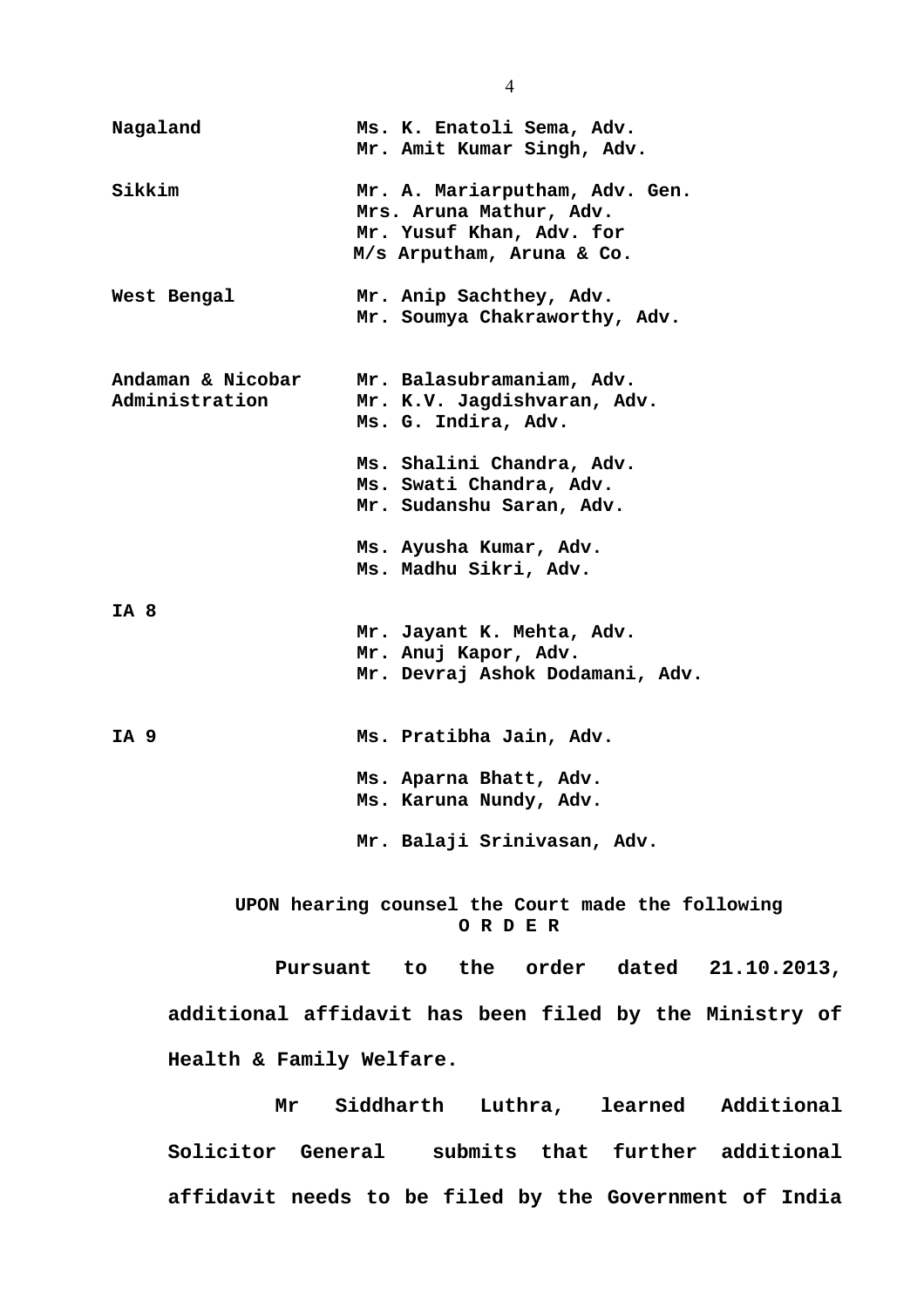**Nagaland** **Ms. K. Enatoli Sema, Adv.**
**Mr. Amit Kumar Singh, Adv.**

**Sikkim** **Mr. A. Mariarputham, Adv. Gen.**
**Mrs. Aruna Mathur, Adv.**
**Mr. Yusuf Khan, Adv. for**
**M/s Arputham, Aruna & Co.**

**West Bengal** **Mr. Anip Sachthey, Adv.**
**Mr. Soumya Chakraworthy, Adv.**

**Andaman & Nicobar Administration** **Mr. Balasubramaniam, Adv.**
**Mr. K.V. Jagdishvaran, Adv.**
**Ms. G. Indira, Adv.**

**Ms. Shalini Chandra, Adv.**
**Ms. Swati Chandra, Adv.**
**Mr. Sudanshu Saran, Adv.**

**Ms. Ayusha Kumar, Adv.**
**Ms. Madhu Sikri, Adv.**

**IA 8**
**Mr. Jayant K. Mehta, Adv.**
**Mr. Anuj Kapor, Adv.**
**Mr. Devraj Ashok Dodamani, Adv.**

**IA 9** **Ms. Pratibha Jain, Adv.**

**Ms. Aparna Bhatt, Adv.**
**Ms. Karuna Nundy, Adv.**

**Mr. Balaji Srinivasan, Adv.**

**UPON hearing counsel the Court made the following**

**O R D E R**

**Pursuant to the order dated 21.10.2013, additional affidavit has been filed by the Ministry of Health & Family Welfare.**

**Mr Siddharth Luthra, learned Additional Solicitor General submits that further additional affidavit needs to be filed by the Government of India**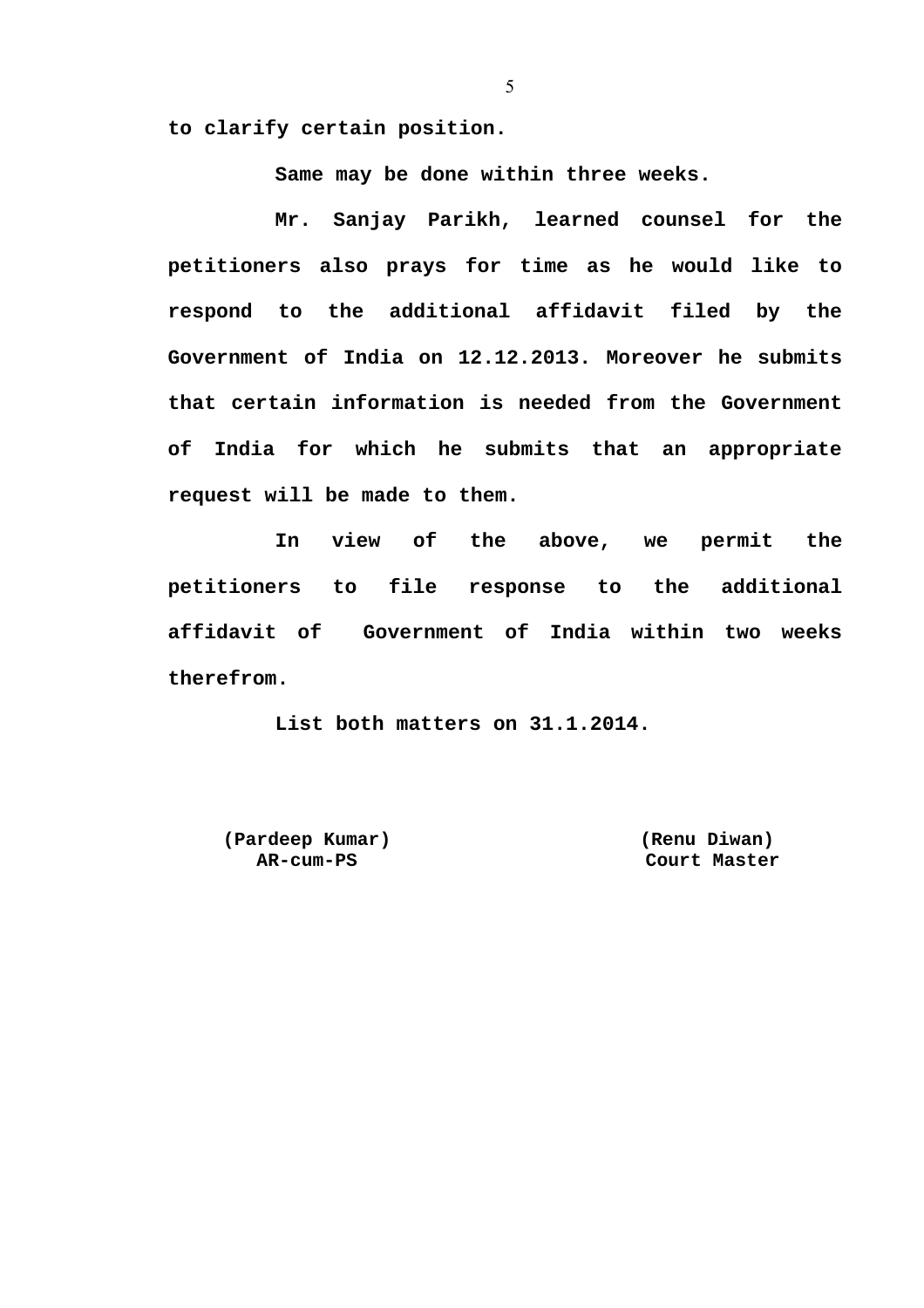**to clarify certain position.**

**Same may be done within three weeks.**

**Mr. Sanjay Parikh, learned counsel for the petitioners also prays for time as he would like to respond to the additional affidavit filed by the Government of India on 12.12.2013. Moreover he submits that certain information is needed from the Government of India for which he submits that an appropriate request will be made to them.**

**In view of the above, we permit the petitioners to file response to the additional affidavit of Government of India within two weeks therefrom.**

**List both matters on 31.1.2014.**

| | |
|---|---|
| **(Pardeep Kumar)** | **(Renu Diwan)** |
| **AR-cum-PS** | **Court Master** |